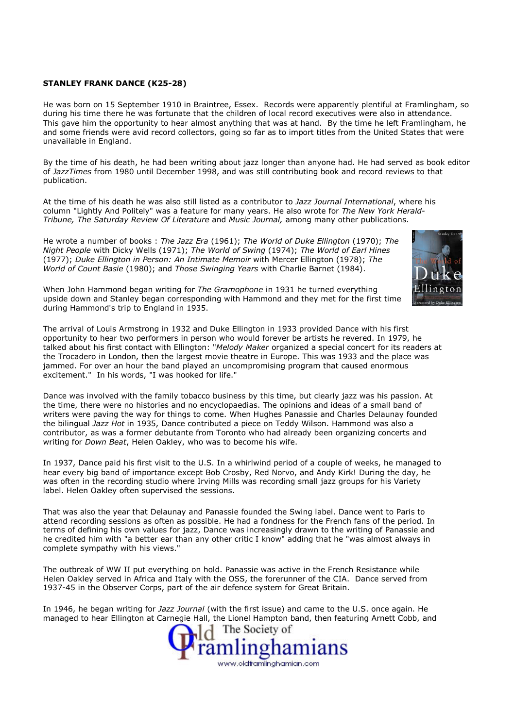**STANLEY FRANK DANCE (K25-28)**

He was born on 15 September 1910 in Braintree, Essex. Records were apparently plentiful at Framlingham, so during his time there he was fortunate that the children of local record executives were also in attendance. This gave him the opportunity to hear almost anything that was at hand. By the time he left Framlingham, he and some friends were avid record collectors, going so far as to import titles from the United States that were unavailable in England.

By the time of his death, he had been writing about jazz longer than anyone had. He had served as book editor of *JazzTimes* from 1980 until December 1998, and was still contributing book and record reviews to that publication.

At the time of his death he was also still listed as a contributor to *Jazz Journal International*, where his column "Lightly And Politely" was a feature for many years. He also wrote for *The New York Herald-Tribune, The Saturday Review Of Literature* and *Music Journal,* among many other publications.

He wrote a number of books : *The Jazz Era* (1961); *The World of Duke Ellington* (1970); *The Night People* with Dicky Wells (1971); *The World of Swing* (1974); *The World of Earl Hines* (1977); *Duke Ellington in Person: An Intimate Memoir* with Mercer Ellington (1978); *The World of Count Basie* (1980); and *Those Swinging Years* with Charlie Barnet (1984).

When John Hammond began writing for *The Gramophone* in 1931 he turned everything upside down and Stanley began corresponding with Hammond and they met for the first time during Hammond's trip to England in 1935.

The arrival of Louis Armstrong in 1932 and Duke Ellington in 1933 provided Dance with his first opportunity to hear two performers in person who would forever be artists he revered. In 1979, he talked about his first contact with Ellington: "*Melody Maker* organized a special concert for its readers at the Trocadero in London, then the largest movie theatre in Europe. This was 1933 and the place was jammed. For over an hour the band played an uncompromising program that caused enormous excitement." In his words, "I was hooked for life."

Dance was involved with the family tobacco business by this time, but clearly jazz was his passion. At the time, there were no histories and no encyclopaedias. The opinions and ideas of a small band of writers were paving the way for things to come. When Hughes Panassie and Charles Delaunay founded the bilingual *Jazz Hot* in 1935, Dance contributed a piece on Teddy Wilson. Hammond was also a contributor, as was a former debutante from Toronto who had already been organizing concerts and writing for *Down Beat*, Helen Oakley, who was to become his wife.

In 1937, Dance paid his first visit to the U.S. In a whirlwind period of a couple of weeks, he managed to hear every big band of importance except Bob Crosby, Red Norvo, and Andy Kirk! During the day, he was often in the recording studio where Irving Mills was recording small jazz groups for his Variety label. Helen Oakley often supervised the sessions.

That was also the year that Delaunay and Panassie founded the Swing label. Dance went to Paris to attend recording sessions as often as possible. He had a fondness for the French fans of the period. In terms of defining his own values for jazz, Dance was increasingly drawn to the writing of Panassie and he credited him with "a better ear than any other critic I know" adding that he "was almost always in complete sympathy with his views."

The outbreak of WW II put everything on hold. Panassie was active in the French Resistance while Helen Oakley served in Africa and Italy with the OSS, the forerunner of the CIA. Dance served from 1937-45 in the Observer Corps, part of the air defence system for Great Britain.

In 1946, he began writing for *Jazz Journal* (with the first issue) and came to the U.S. once again. He managed to hear Ellington at Carnegie Hall, the Lionel Hampton band, then featuring Arnett Cobb, and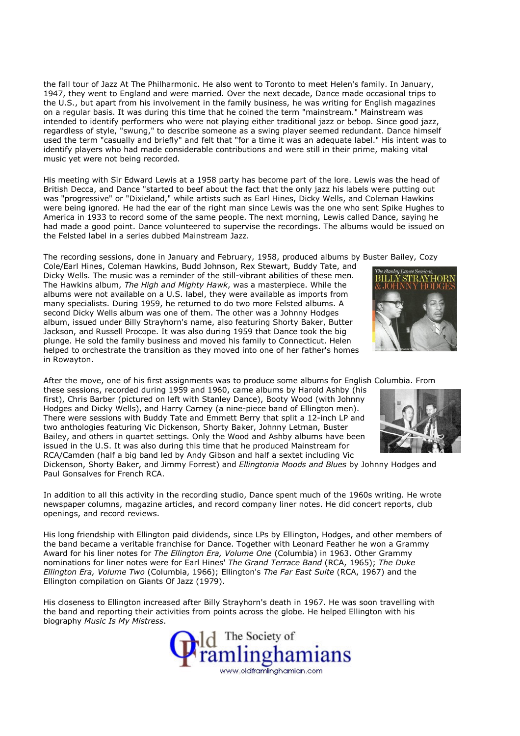the fall tour of Jazz At The Philharmonic. He also went to Toronto to meet Helen's family. In January, 1947, they went to England and were married. Over the next decade, Dance made occasional trips to the U.S., but apart from his involvement in the family business, he was writing for English magazines on a regular basis. It was during this time that he coined the term "mainstream." Mainstream was intended to identify performers who were not playing either traditional jazz or bebop. Since good jazz, regardless of style, "swung," to describe someone as a swing player seemed redundant. Dance himself used the term "casually and briefly" and felt that "for a time it was an adequate label." His intent was to identify players who had made considerable contributions and were still in their prime, making vital music yet were not being recorded.

His meeting with Sir Edward Lewis at a 1958 party has become part of the lore. Lewis was the head of British Decca, and Dance "started to beef about the fact that the only jazz his labels were putting out was "progressive" or "Dixieland," while artists such as Earl Hines, Dicky Wells, and Coleman Hawkins were being ignored. He had the ear of the right man since Lewis was the one who sent Spike Hughes to America in 1933 to record some of the same people. The next morning, Lewis called Dance, saying he had made a good point. Dance volunteered to supervise the recordings. The albums would be issued on the Felsted label in a series dubbed Mainstream Jazz.

The recording sessions, done in January and February, 1958, produced albums by Buster Bailey, Cozy Cole/Earl Hines, Coleman Hawkins, Budd Johnson, Rex Stewart, Buddy Tate, and Dicky Wells. The music was a reminder of the still-vibrant abilities of these men. The Hawkins album, *The High and Mighty Hawk*, was a masterpiece. While the albums were not available on a U.S. label, they were available as imports from many specialists. During 1959, he returned to do two more Felsted albums. A second Dicky Wells album was one of them. The other was a Johnny Hodges album, issued under Billy Strayhorn's name, also featuring Shorty Baker, Butter Jackson, and Russell Procope. It was also during 1959 that Dance took the big plunge. He sold the family business and moved his family to Connecticut. Helen helped to orchestrate the transition as they moved into one of her father's homes in Rowayton.

After the move, one of his first assignments was to produce some albums for English Columbia. From these sessions, recorded during 1959 and 1960, came albums by Harold Ashby (his first), Chris Barber (pictured on left with Stanley Dance), Booty Wood (with Johnny Hodges and Dicky Wells), and Harry Carney (a nine-piece band of Ellington men). There were sessions with Buddy Tate and Emmett Berry that split a 12-inch LP and two anthologies featuring Vic Dickenson, Shorty Baker, Johnny Letman, Buster Bailey, and others in quartet settings. Only the Wood and Ashby albums have been issued in the U.S. It was also during this time that he produced Mainstream for RCA/Camden (half a big band led by Andy Gibson and half a sextet including Vic Dickenson, Shorty Baker, and Jimmy Forrest) and *Ellingtonia Moods and Blues* by Johnny Hodges and Paul Gonsalves for French RCA.

In addition to all this activity in the recording studio, Dance spent much of the 1960s writing. He wrote newspaper columns, magazine articles, and record company liner notes. He did concert reports, club openings, and record reviews.

His long friendship with Ellington paid dividends, since LPs by Ellington, Hodges, and other members of the band became a veritable franchise for Dance. Together with Leonard Feather he won a Grammy Award for his liner notes for *The Ellington Era, Volume One* (Columbia) in 1963. Other Grammy nominations for liner notes were for Earl Hines' *The Grand Terrace Band* (RCA, 1965); *The Duke Ellington Era, Volume Two* (Columbia, 1966); Ellington's *The Far East Suite* (RCA, 1967) and the Ellington compilation on Giants Of Jazz (1979).

His closeness to Ellington increased after Billy Strayhorn's death in 1967. He was soon travelling with the band and reporting their activities from points across the globe. He helped Ellington with his biography *Music Is My Mistress*.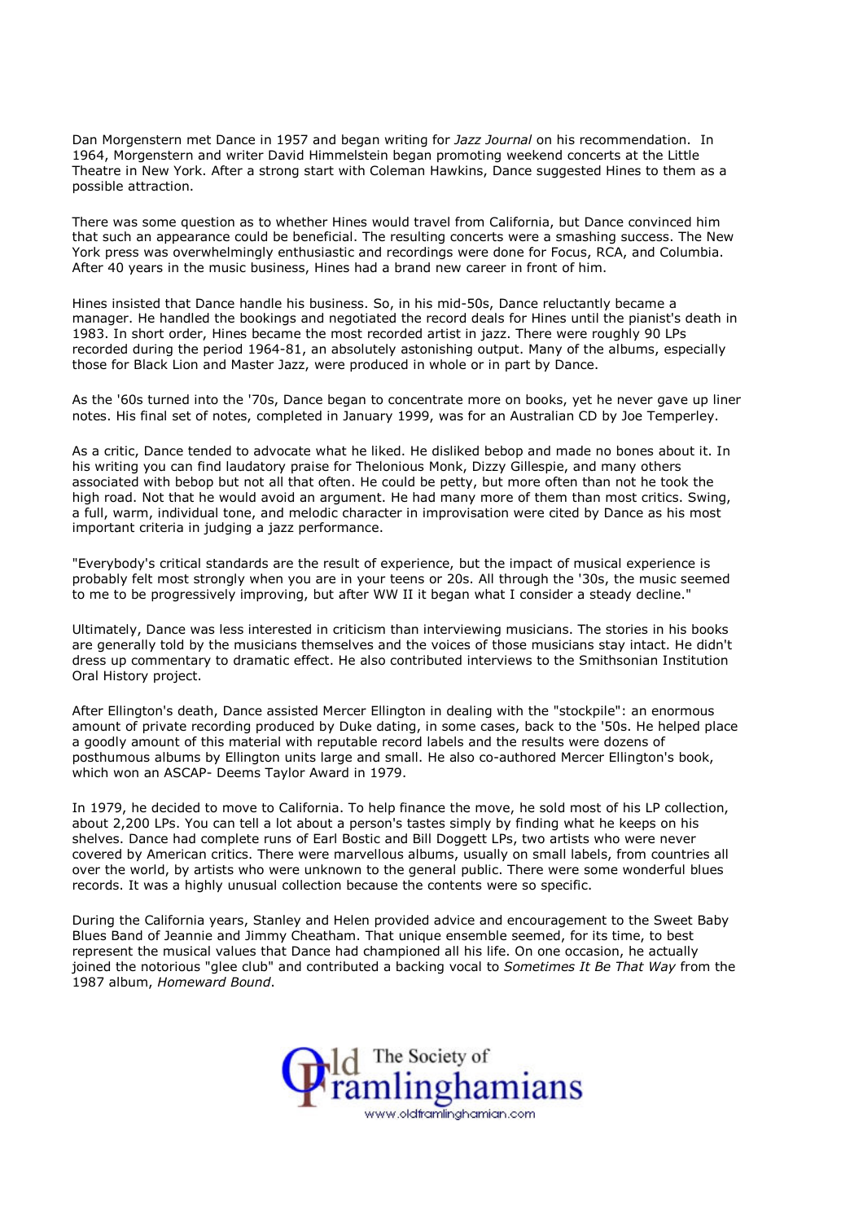Dan Morgenstern met Dance in 1957 and began writing for *Jazz Journal* on his recommendation. In 1964, Morgenstern and writer David Himmelstein began promoting weekend concerts at the Little Theatre in New York. After a strong start with Coleman Hawkins, Dance suggested Hines to them as a possible attraction.

There was some question as to whether Hines would travel from California, but Dance convinced him that such an appearance could be beneficial. The resulting concerts were a smashing success. The New York press was overwhelmingly enthusiastic and recordings were done for Focus, RCA, and Columbia. After 40 years in the music business, Hines had a brand new career in front of him.

Hines insisted that Dance handle his business. So, in his mid-50s, Dance reluctantly became a manager. He handled the bookings and negotiated the record deals for Hines until the pianist's death in 1983. In short order, Hines became the most recorded artist in jazz. There were roughly 90 LPs recorded during the period 1964-81, an absolutely astonishing output. Many of the albums, especially those for Black Lion and Master Jazz, were produced in whole or in part by Dance.

As the '60s turned into the '70s, Dance began to concentrate more on books, yet he never gave up liner notes. His final set of notes, completed in January 1999, was for an Australian CD by Joe Temperley.

As a critic, Dance tended to advocate what he liked. He disliked bebop and made no bones about it. In his writing you can find laudatory praise for Thelonious Monk, Dizzy Gillespie, and many others associated with bebop but not all that often. He could be petty, but more often than not he took the high road. Not that he would avoid an argument. He had many more of them than most critics. Swing, a full, warm, individual tone, and melodic character in improvisation were cited by Dance as his most important criteria in judging a jazz performance.

"Everybody's critical standards are the result of experience, but the impact of musical experience is probably felt most strongly when you are in your teens or 20s. All through the '30s, the music seemed to me to be progressively improving, but after WW II it began what I consider a steady decline."

Ultimately, Dance was less interested in criticism than interviewing musicians. The stories in his books are generally told by the musicians themselves and the voices of those musicians stay intact. He didn't dress up commentary to dramatic effect. He also contributed interviews to the Smithsonian Institution Oral History project.

After Ellington's death, Dance assisted Mercer Ellington in dealing with the "stockpile": an enormous amount of private recording produced by Duke dating, in some cases, back to the '50s. He helped place a goodly amount of this material with reputable record labels and the results were dozens of posthumous albums by Ellington units large and small. He also co-authored Mercer Ellington's book, which won an ASCAP- Deems Taylor Award in 1979.

In 1979, he decided to move to California. To help finance the move, he sold most of his LP collection, about 2,200 LPs. You can tell a lot about a person's tastes simply by finding what he keeps on his shelves. Dance had complete runs of Earl Bostic and Bill Doggett LPs, two artists who were never covered by American critics. There were marvellous albums, usually on small labels, from countries all over the world, by artists who were unknown to the general public. There were some wonderful blues records. It was a highly unusual collection because the contents were so specific.

During the California years, Stanley and Helen provided advice and encouragement to the Sweet Baby Blues Band of Jeannie and Jimmy Cheatham. That unique ensemble seemed, for its time, to best represent the musical values that Dance had championed all his life. On one occasion, he actually joined the notorious "glee club" and contributed a backing vocal to *Sometimes It Be That Way* from the 1987 album, *Homeward Bound*.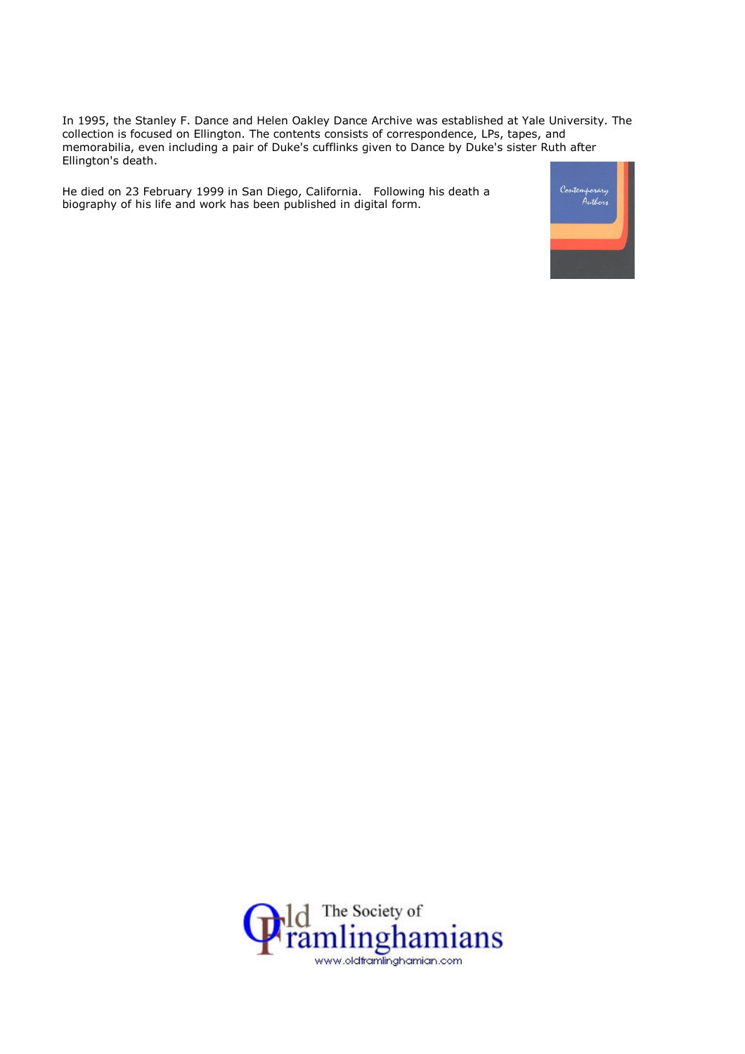In 1995, the Stanley F. Dance and Helen Oakley Dance Archive was established at Yale University. The collection is focused on Ellington. The contents consists of correspondence, LPs, tapes, and memorabilia, even including a pair of Duke's cufflinks given to Dance by Duke's sister Ruth after Ellington's death.

He died on 23 February 1999 in San Diego, California. Following his death a biography of his life and work has been published in digital form.